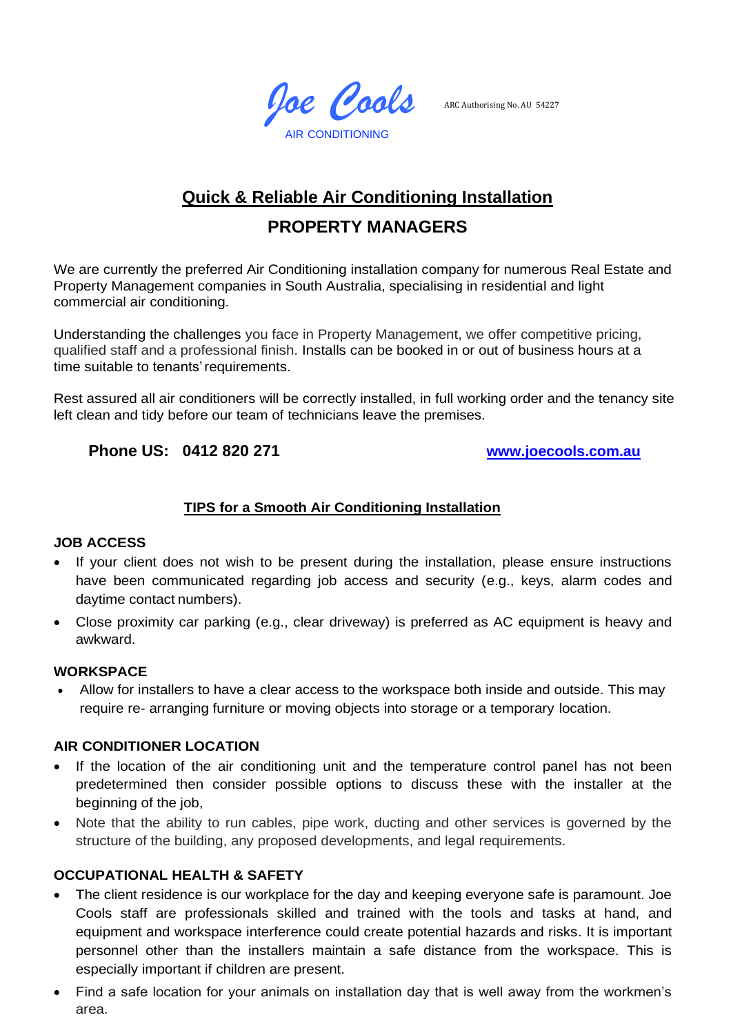*Joe Cools*

AIR CONDITIONING

ARC Authorising No. AU 54227

# Quick & Reliable Air Conditioning Installation

## PROPERTY MANAGERS

We are currently the preferred Air Conditioning installation company for numerous Real Estate and Property Management companies in South Australia, specialising in residential and light commercial air conditioning.

Understanding the challenges you face in Property Management, we offer competitive pricing, qualified staff and a professional finish. Installs can be booked in or out of business hours at a time suitable to tenants' requirements.

Rest assured all air conditioners will be correctly installed, in full working order and the tenancy site left clean and tidy before our team of technicians leave the premises.

**Phone US: 0412 820 271** [www.joecools.com.au](http://www.joecools.com.au)

### TIPS for a Smooth Air Conditioning Installation

**JOB ACCESS**

- If your client does not wish to be present during the installation, please ensure instructions have been communicated regarding job access and security (e.g., keys, alarm codes and daytime contact numbers).
- Close proximity car parking (e.g., clear driveway) is preferred as AC equipment is heavy and awkward.

**WORKSPACE**

- Allow for installers to have a clear access to the workspace both inside and outside. This may require re- arranging furniture or moving objects into storage or a temporary location.

**AIR CONDITIONER LOCATION**

- If the location of the air conditioning unit and the temperature control panel has not been predetermined then consider possible options to discuss these with the installer at the beginning of the job,
- Note that the ability to run cables, pipe work, ducting and other services is governed by the structure of the building, any proposed developments, and legal requirements.

**OCCUPATIONAL HEALTH & SAFETY**

- The client residence is our workplace for the day and keeping everyone safe is paramount. Joe Cools staff are professionals skilled and trained with the tools and tasks at hand, and equipment and workspace interference could create potential hazards and risks. It is important personnel other than the installers maintain a safe distance from the workspace. This is especially important if children are present.
- Find a safe location for your animals on installation day that is well away from the workmen's area.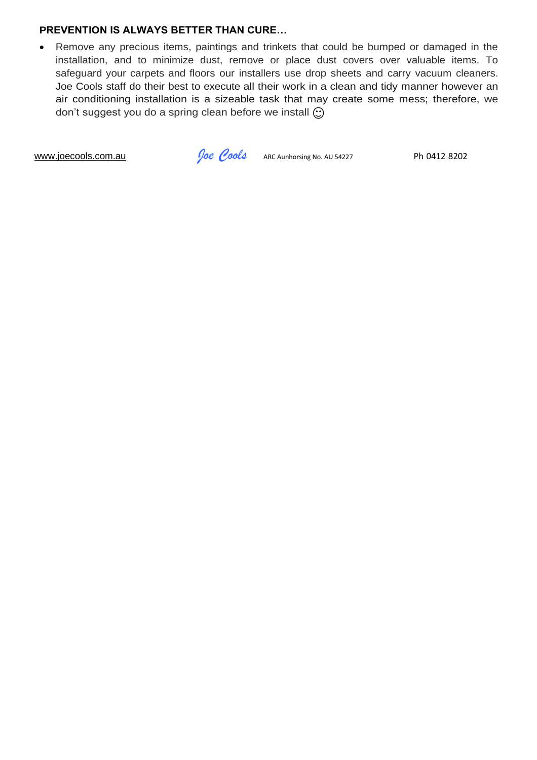**PREVENTION IS ALWAYS BETTER THAN CURE…**

- Remove any precious items, paintings and trinkets that could be bumped or damaged in the installation, and to minimize dust, remove or place dust covers over valuable items. To safeguard your carpets and floors our installers use drop sheets and carry vacuum cleaners. Joe Cools staff do their best to execute all their work in a clean and tidy manner however an air conditioning installation is a sizeable task that may create some mess; therefore, we don't suggest you do a spring clean before we install ☺